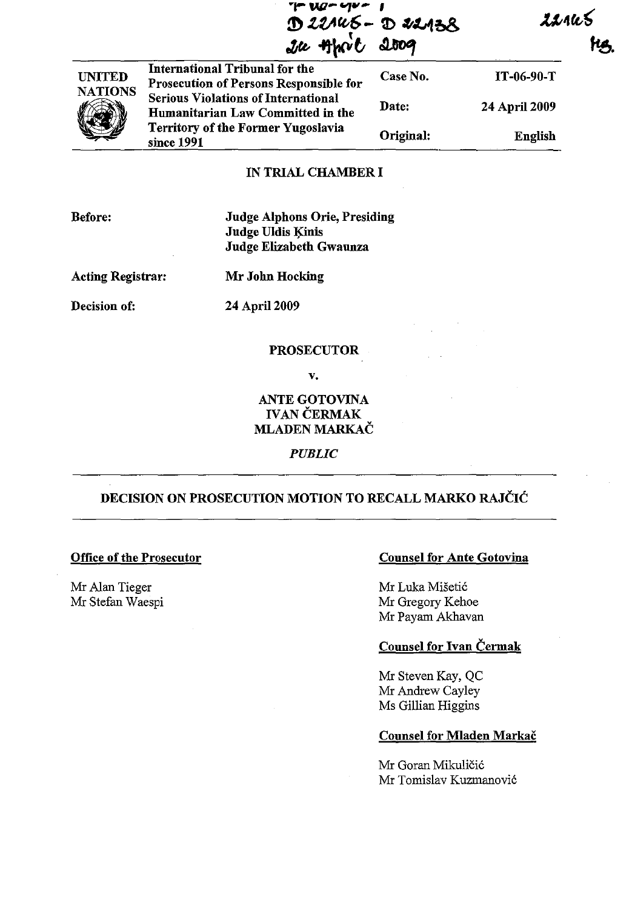IT-06-90-T
D 22145 - D 22138
24 April 2009

22145
HS.

| UNITED NATIONS | International Tribunal for the Prosecution of Persons Responsible for Serious Violations of International Humanitarian Law Committed in the Territory of the Former Yugoslavia since 1991 | Case No. | IT-06-90-T |
|---|---|---|---|
| | | Date: | 24 April 2009 |
| | | Original: | English |

## IN TRIAL CHAMBER I

**Before:** **Judge Alphons Orie, Presiding**
**Judge Uldis Ķinis**
**Judge Elizabeth Gwaunza**

**Acting Registrar:** **Mr John Hocking**

**Decision of:** **24 April 2009**

**PROSECUTOR**

**v.**

**ANTE GOTOVINA**
**IVAN ČERMAK**
**MLADEN MARKAČ**

***PUBLIC***

## DECISION ON PROSECUTION MOTION TO RECALL MARKO RAJČIĆ

**Office of the Prosecutor**

Mr Alan Tieger
Mr Stefan Waespi

**Counsel for Ante Gotovina**

Mr Luka Mišetić
Mr Gregory Kehoe
Mr Payam Akhavan

**Counsel for Ivan Čermak**

Mr Steven Kay, QC
Mr Andrew Cayley
Ms Gillian Higgins

**Counsel for Mladen Markač**

Mr Goran Mikuličić
Mr Tomislav Kuzmanović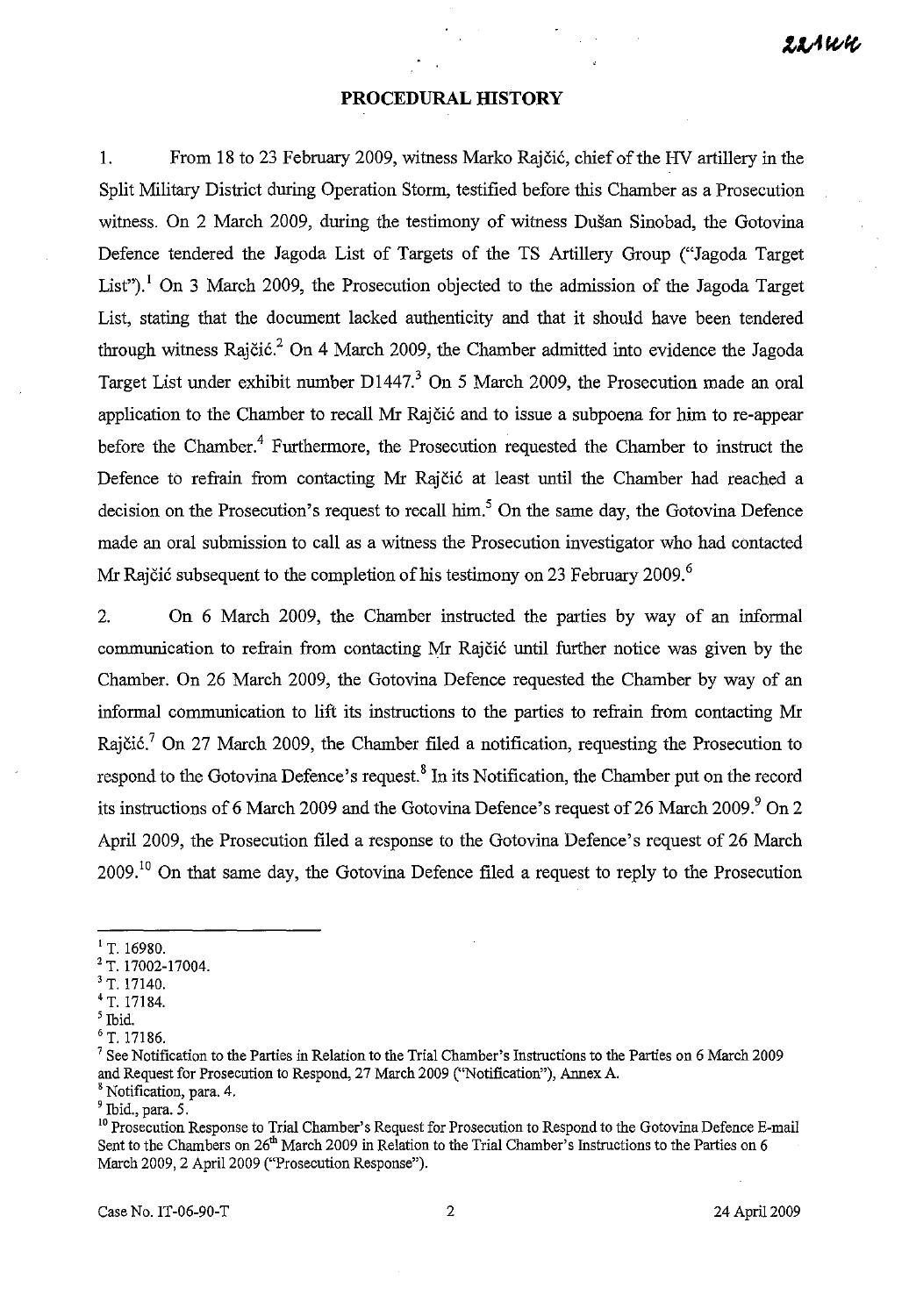## PROCEDURAL HISTORY

1. From 18 to 23 February 2009, witness Marko Rajčić, chief of the HV artillery in the Split Military District during Operation Storm, testified before this Chamber as a Prosecution witness. On 2 March 2009, during the testimony of witness Dušan Sinobad, the Gotovina Defence tendered the Jagoda List of Targets of the TS Artillery Group ("Jagoda Target List").[1] On 3 March 2009, the Prosecution objected to the admission of the Jagoda Target List, stating that the document lacked authenticity and that it should have been tendered through witness Rajčić.[2] On 4 March 2009, the Chamber admitted into evidence the Jagoda Target List under exhibit number D1447.[3] On 5 March 2009, the Prosecution made an oral application to the Chamber to recall Mr Rajčić and to issue a subpoena for him to re-appear before the Chamber.[4] Furthermore, the Prosecution requested the Chamber to instruct the Defence to refrain from contacting Mr Rajčić at least until the Chamber had reached a decision on the Prosecution's request to recall him.[5] On the same day, the Gotovina Defence made an oral submission to call as a witness the Prosecution investigator who had contacted Mr Rajčić subsequent to the completion of his testimony on 23 February 2009.[6]

2. On 6 March 2009, the Chamber instructed the parties by way of an informal communication to refrain from contacting Mr Rajčić until further notice was given by the Chamber. On 26 March 2009, the Gotovina Defence requested the Chamber by way of an informal communication to lift its instructions to the parties to refrain from contacting Mr Rajčić.[7] On 27 March 2009, the Chamber filed a notification, requesting the Prosecution to respond to the Gotovina Defence's request.[8] In its Notification, the Chamber put on the record its instructions of 6 March 2009 and the Gotovina Defence's request of 26 March 2009.[9] On 2 April 2009, the Prosecution filed a response to the Gotovina Defence's request of 26 March 2009.[10] On that same day, the Gotovina Defence filed a request to reply to the Prosecution

---

[1] T. 16980.

[2] T. 17002-17004.

[3] T. 17140.

[4] T. 17184.

[5] Ibid.

[6] T. 17186.

[7] See Notification to the Parties in Relation to the Trial Chamber's Instructions to the Parties on 6 March 2009 and Request for Prosecution to Respond, 27 March 2009 ("Notification"), Annex A.

[8] Notification, para. 4.

[9] Ibid., para. 5.

[10] Prosecution Response to Trial Chamber's Request for Prosecution to Respond to the Gotovina Defence E-mail Sent to the Chambers on 26th March 2009 in Relation to the Trial Chamber's Instructions to the Parties on 6 March 2009, 2 April 2009 ("Prosecution Response").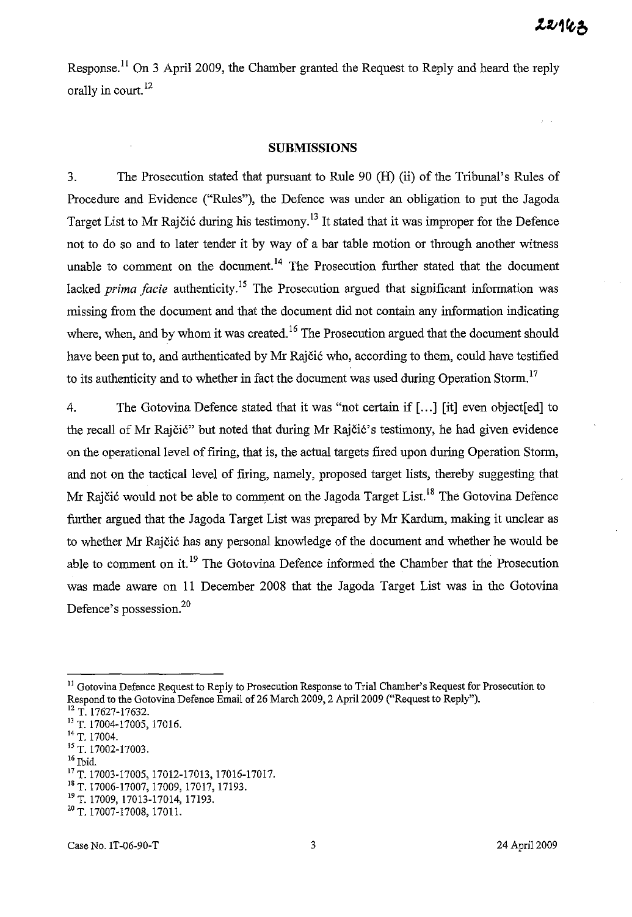Response.[11] On 3 April 2009, the Chamber granted the Request to Reply and heard the reply orally in court.[12]

## SUBMISSIONS

3. The Prosecution stated that pursuant to Rule 90 (H) (ii) of the Tribunal's Rules of Procedure and Evidence ("Rules"), the Defence was under an obligation to put the Jagoda Target List to Mr Rajčić during his testimony.[13] It stated that it was improper for the Defence not to do so and to later tender it by way of a bar table motion or through another witness unable to comment on the document.[14] The Prosecution further stated that the document lacked *prima facie* authenticity.[15] The Prosecution argued that significant information was missing from the document and that the document did not contain any information indicating where, when, and by whom it was created.[16] The Prosecution argued that the document should have been put to, and authenticated by Mr Rajčić who, according to them, could have testified to its authenticity and to whether in fact the document was used during Operation Storm.[17]

4. The Gotovina Defence stated that it was "not certain if [...] [it] even object[ed] to the recall of Mr Rajčić" but noted that during Mr Rajčić's testimony, he had given evidence on the operational level of firing, that is, the actual targets fired upon during Operation Storm, and not on the tactical level of firing, namely, proposed target lists, thereby suggesting that Mr Rajčić would not be able to comment on the Jagoda Target List.[18] The Gotovina Defence further argued that the Jagoda Target List was prepared by Mr Kardum, making it unclear as to whether Mr Rajčić has any personal knowledge of the document and whether he would be able to comment on it.[19] The Gotovina Defence informed the Chamber that the Prosecution was made aware on 11 December 2008 that the Jagoda Target List was in the Gotovina Defence's possession.[20]

---

[11] Gotovina Defence Request to Reply to Prosecution Response to Trial Chamber's Request for Prosecution to Respond to the Gotovina Defence Email of 26 March 2009, 2 April 2009 ("Request to Reply").
[12] T. 17627-17632.
[13] T. 17004-17005, 17016.
[14] T. 17004.
[15] T. 17002-17003.
[16] Ibid.
[17] T. 17003-17005, 17012-17013, 17016-17017.
[18] T. 17006-17007, 17009, 17017, 17193.
[19] T. 17009, 17013-17014, 17193.
[20] T. 17007-17008, 17011.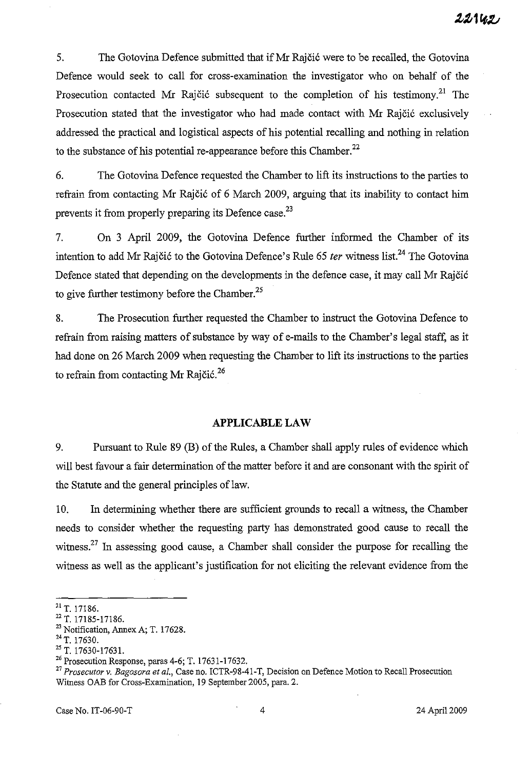5. The Gotovina Defence submitted that if Mr Rajčić were to be recalled, the Gotovina Defence would seek to call for cross-examination the investigator who on behalf of the Prosecution contacted Mr Rajčić subsequent to the completion of his testimony.[21] The Prosecution stated that the investigator who had made contact with Mr Rajčić exclusively addressed the practical and logistical aspects of his potential recalling and nothing in relation to the substance of his potential re-appearance before this Chamber.[22]

6. The Gotovina Defence requested the Chamber to lift its instructions to the parties to refrain from contacting Mr Rajčić of 6 March 2009, arguing that its inability to contact him prevents it from properly preparing its Defence case.[23]

7. On 3 April 2009, the Gotovina Defence further informed the Chamber of its intention to add Mr Rajčić to the Gotovina Defence's Rule 65 *ter* witness list.[24] The Gotovina Defence stated that depending on the developments in the defence case, it may call Mr Rajčić to give further testimony before the Chamber.[25]

8. The Prosecution further requested the Chamber to instruct the Gotovina Defence to refrain from raising matters of substance by way of e-mails to the Chamber's legal staff, as it had done on 26 March 2009 when requesting the Chamber to lift its instructions to the parties to refrain from contacting Mr Rajčić.[26]

## APPLICABLE LAW

9. Pursuant to Rule 89 (B) of the Rules, a Chamber shall apply rules of evidence which will best favour a fair determination of the matter before it and are consonant with the spirit of the Statute and the general principles of law.

10. In determining whether there are sufficient grounds to recall a witness, the Chamber needs to consider whether the requesting party has demonstrated good cause to recall the witness.[27] In assessing good cause, a Chamber shall consider the purpose for recalling the witness as well as the applicant's justification for not eliciting the relevant evidence from the

---

[21] T. 17186.

[22] T. 17185-17186.

[23] Notification, Annex A; T. 17628.

[24] T. 17630.

[25] T. 17630-17631.

[26] Prosecution Response, paras 4-6; T. 17631-17632.

[27] *Prosecutor v. Bagosora et al.*, Case no. ICTR-98-41-T, Decision on Defence Motion to Recall Prosecution Witness OAB for Cross-Examination, 19 September 2005, para. 2.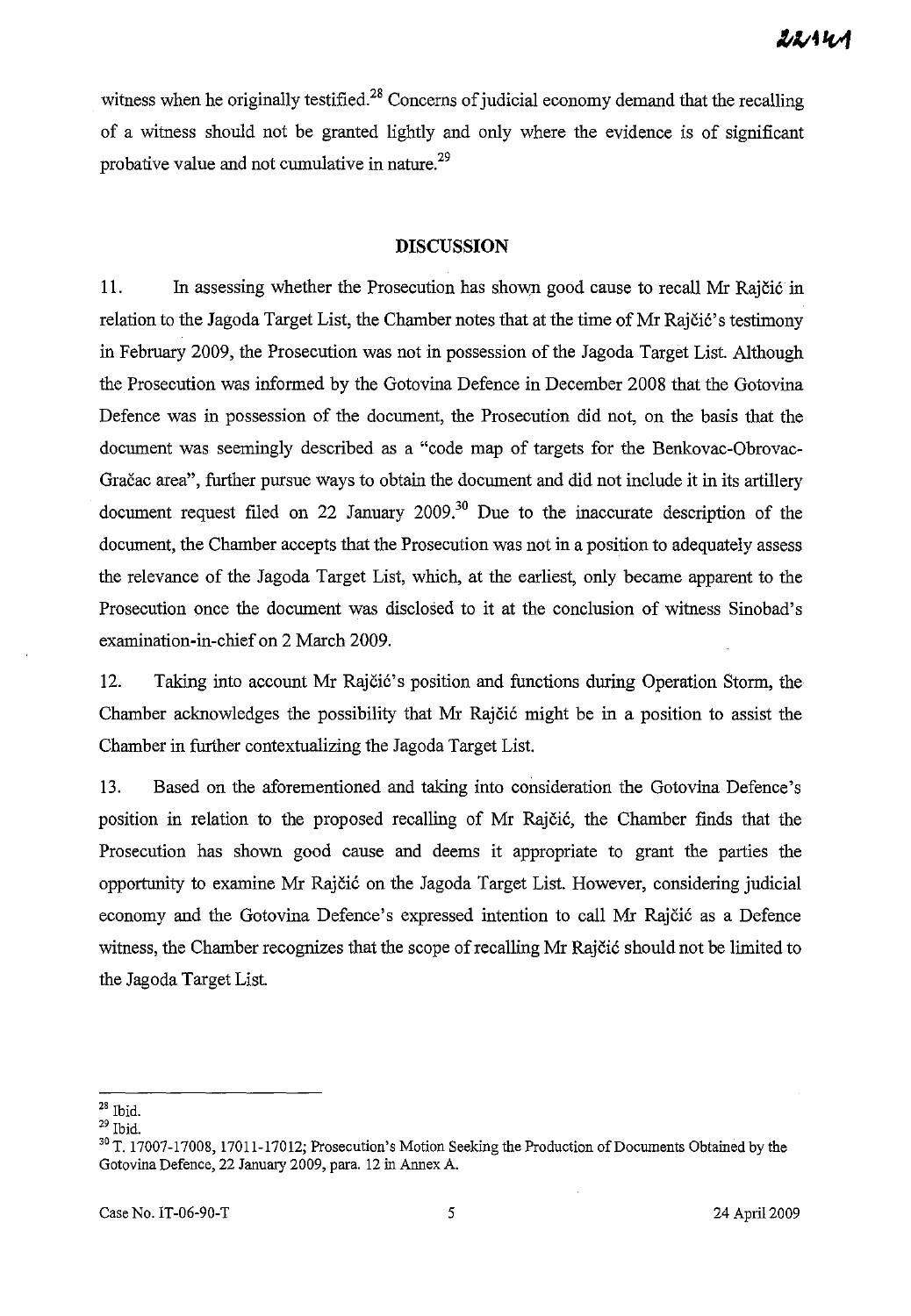witness when he originally testified.[28] Concerns of judicial economy demand that the recalling of a witness should not be granted lightly and only where the evidence is of significant probative value and not cumulative in nature.[29]

## DISCUSSION

11. In assessing whether the Prosecution has shown good cause to recall Mr Rajčić in relation to the Jagoda Target List, the Chamber notes that at the time of Mr Rajčić's testimony in February 2009, the Prosecution was not in possession of the Jagoda Target List. Although the Prosecution was informed by the Gotovina Defence in December 2008 that the Gotovina Defence was in possession of the document, the Prosecution did not, on the basis that the document was seemingly described as a "code map of targets for the Benkovac-Obrovac-Gračac area", further pursue ways to obtain the document and did not include it in its artillery document request filed on 22 January 2009.[30] Due to the inaccurate description of the document, the Chamber accepts that the Prosecution was not in a position to adequately assess the relevance of the Jagoda Target List, which, at the earliest, only became apparent to the Prosecution once the document was disclosed to it at the conclusion of witness Sinobad's examination-in-chief on 2 March 2009.

12. Taking into account Mr Rajčić's position and functions during Operation Storm, the Chamber acknowledges the possibility that Mr Rajčić might be in a position to assist the Chamber in further contextualizing the Jagoda Target List.

13. Based on the aforementioned and taking into consideration the Gotovina Defence's position in relation to the proposed recalling of Mr Rajčić, the Chamber finds that the Prosecution has shown good cause and deems it appropriate to grant the parties the opportunity to examine Mr Rajčić on the Jagoda Target List. However, considering judicial economy and the Gotovina Defence's expressed intention to call Mr Rajčić as a Defence witness, the Chamber recognizes that the scope of recalling Mr Rajčić should not be limited to the Jagoda Target List.

---

[28] Ibid.

[29] Ibid.

[30] T. 17007-17008, 17011-17012; Prosecution's Motion Seeking the Production of Documents Obtained by the Gotovina Defence, 22 January 2009, para. 12 in Annex A.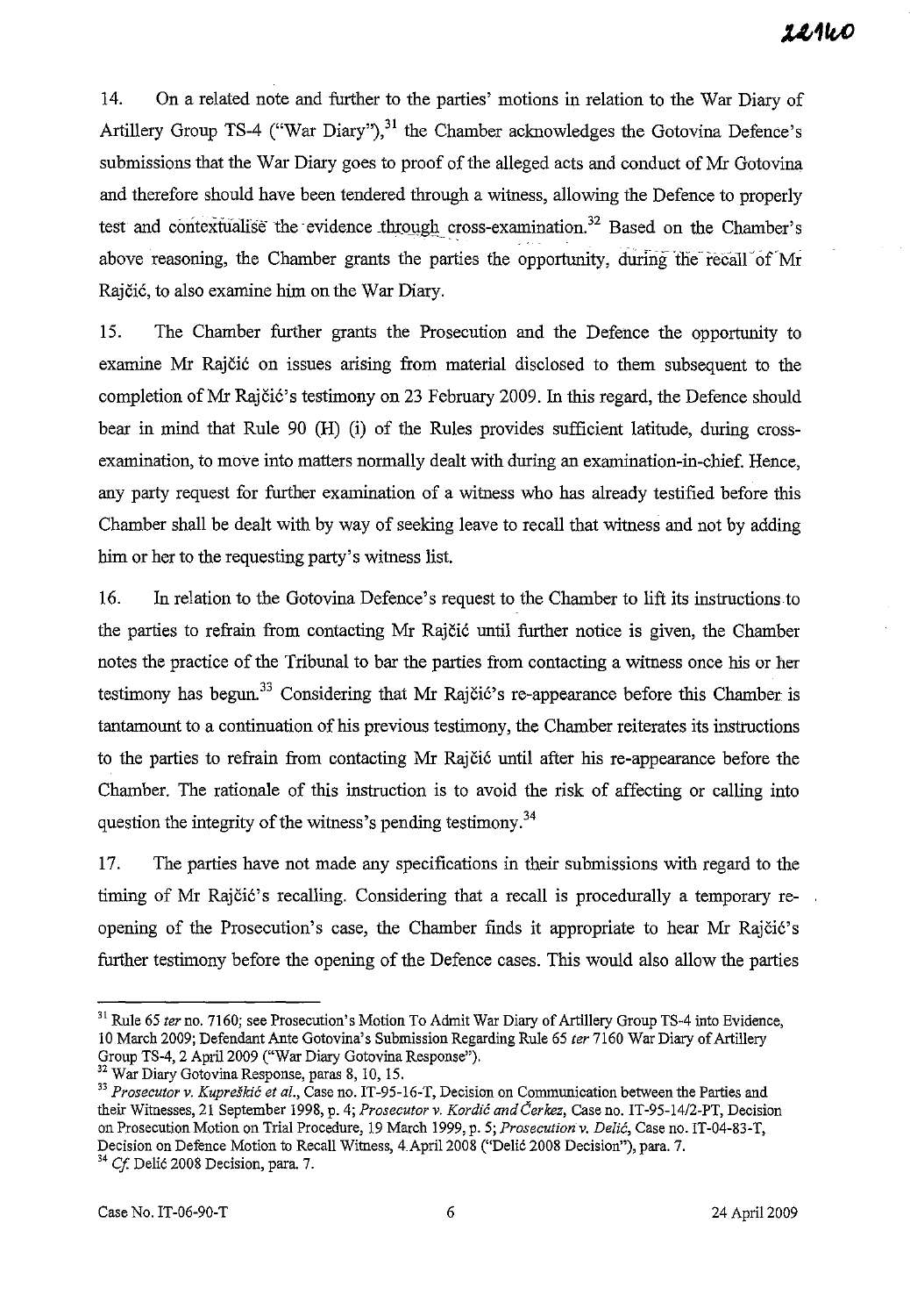14. On a related note and further to the parties' motions in relation to the War Diary of Artillery Group TS-4 ("War Diary"),[31] the Chamber acknowledges the Gotovina Defence's submissions that the War Diary goes to proof of the alleged acts and conduct of Mr Gotovina and therefore should have been tendered through a witness, allowing the Defence to properly test and contextualise the evidence through cross-examination.[32] Based on the Chamber's above reasoning, the Chamber grants the parties the opportunity, during the recall of Mr Rajčić, to also examine him on the War Diary.

15. The Chamber further grants the Prosecution and the Defence the opportunity to examine Mr Rajčić on issues arising from material disclosed to them subsequent to the completion of Mr Rajčić's testimony on 23 February 2009. In this regard, the Defence should bear in mind that Rule 90 (H) (i) of the Rules provides sufficient latitude, during cross-examination, to move into matters normally dealt with during an examination-in-chief. Hence, any party request for further examination of a witness who has already testified before this Chamber shall be dealt with by way of seeking leave to recall that witness and not by adding him or her to the requesting party's witness list.

16. In relation to the Gotovina Defence's request to the Chamber to lift its instructions to the parties to refrain from contacting Mr Rajčić until further notice is given, the Chamber notes the practice of the Tribunal to bar the parties from contacting a witness once his or her testimony has begun.[33] Considering that Mr Rajčić's re-appearance before this Chamber is tantamount to a continuation of his previous testimony, the Chamber reiterates its instructions to the parties to refrain from contacting Mr Rajčić until after his re-appearance before the Chamber. The rationale of this instruction is to avoid the risk of affecting or calling into question the integrity of the witness's pending testimony.[34]

17. The parties have not made any specifications in their submissions with regard to the timing of Mr Rajčić's recalling. Considering that a recall is procedurally a temporary re-opening of the Prosecution's case, the Chamber finds it appropriate to hear Mr Rajčić's further testimony before the opening of the Defence cases. This would also allow the parties

---

[31] Rule 65 *ter* no. 7160; see Prosecution's Motion To Admit War Diary of Artillery Group TS-4 into Evidence, 10 March 2009; Defendant Ante Gotovina's Submission Regarding Rule 65 *ter* 7160 War Diary of Artillery Group TS-4, 2 April 2009 ("War Diary Gotovina Response").

[32] War Diary Gotovina Response, paras 8, 10, 15.

[33] *Prosecutor v. Kupreškić et al.*, Case no. IT-95-16-T, Decision on Communication between the Parties and their Witnesses, 21 September 1998, p. 4; *Prosecutor v. Kordić and Čerkez*, Case no. IT-95-14/2-PT, Decision on Prosecution Motion on Trial Procedure, 19 March 1999, p. 5; *Prosecution v. Delić*, Case no. IT-04-83-T, Decision on Defence Motion to Recall Witness, 4 April 2008 ("Delić 2008 Decision"), para. 7.

[34] *Cf.* Delić 2008 Decision, para. 7.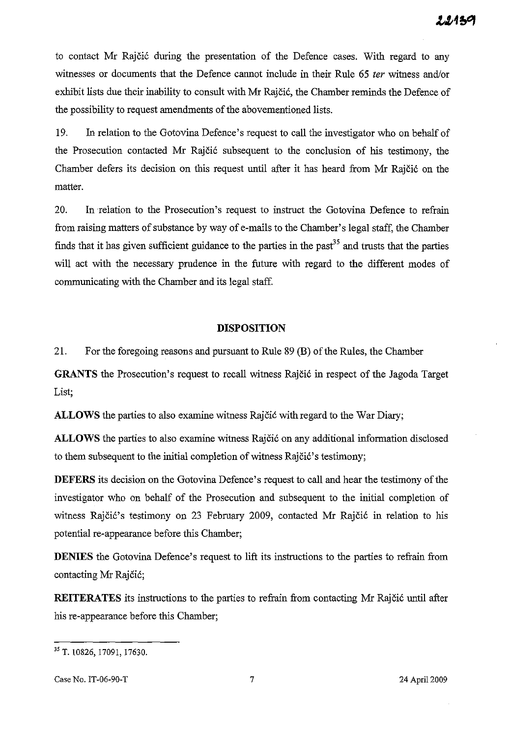to contact Mr Rajčić during the presentation of the Defence cases. With regard to any witnesses or documents that the Defence cannot include in their Rule 65 *ter* witness and/or exhibit lists due their inability to consult with Mr Rajčić, the Chamber reminds the Defence of the possibility to request amendments of the abovementioned lists.

19. In relation to the Gotovina Defence's request to call the investigator who on behalf of the Prosecution contacted Mr Rajčić subsequent to the conclusion of his testimony, the Chamber defers its decision on this request until after it has heard from Mr Rajčić on the matter.

20. In relation to the Prosecution's request to instruct the Gotovina Defence to refrain from raising matters of substance by way of e-mails to the Chamber's legal staff, the Chamber finds that it has given sufficient guidance to the parties in the past[35] and trusts that the parties will act with the necessary prudence in the future with regard to the different modes of communicating with the Chamber and its legal staff.

## DISPOSITION

21. For the foregoing reasons and pursuant to Rule 89 (B) of the Rules, the Chamber

**GRANTS** the Prosecution's request to recall witness Rajčić in respect of the Jagoda Target List;

**ALLOWS** the parties to also examine witness Rajčić with regard to the War Diary;

**ALLOWS** the parties to also examine witness Rajčić on any additional information disclosed to them subsequent to the initial completion of witness Rajčić's testimony;

**DEFERS** its decision on the Gotovina Defence's request to call and hear the testimony of the investigator who on behalf of the Prosecution and subsequent to the initial completion of witness Rajčić's testimony on 23 February 2009, contacted Mr Rajčić in relation to his potential re-appearance before this Chamber;

**DENIES** the Gotovina Defence's request to lift its instructions to the parties to refrain from contacting Mr Rajčić;

**REITERATES** its instructions to the parties to refrain from contacting Mr Rajčić until after his re-appearance before this Chamber;

---

[35] T. 10826, 17091, 17630.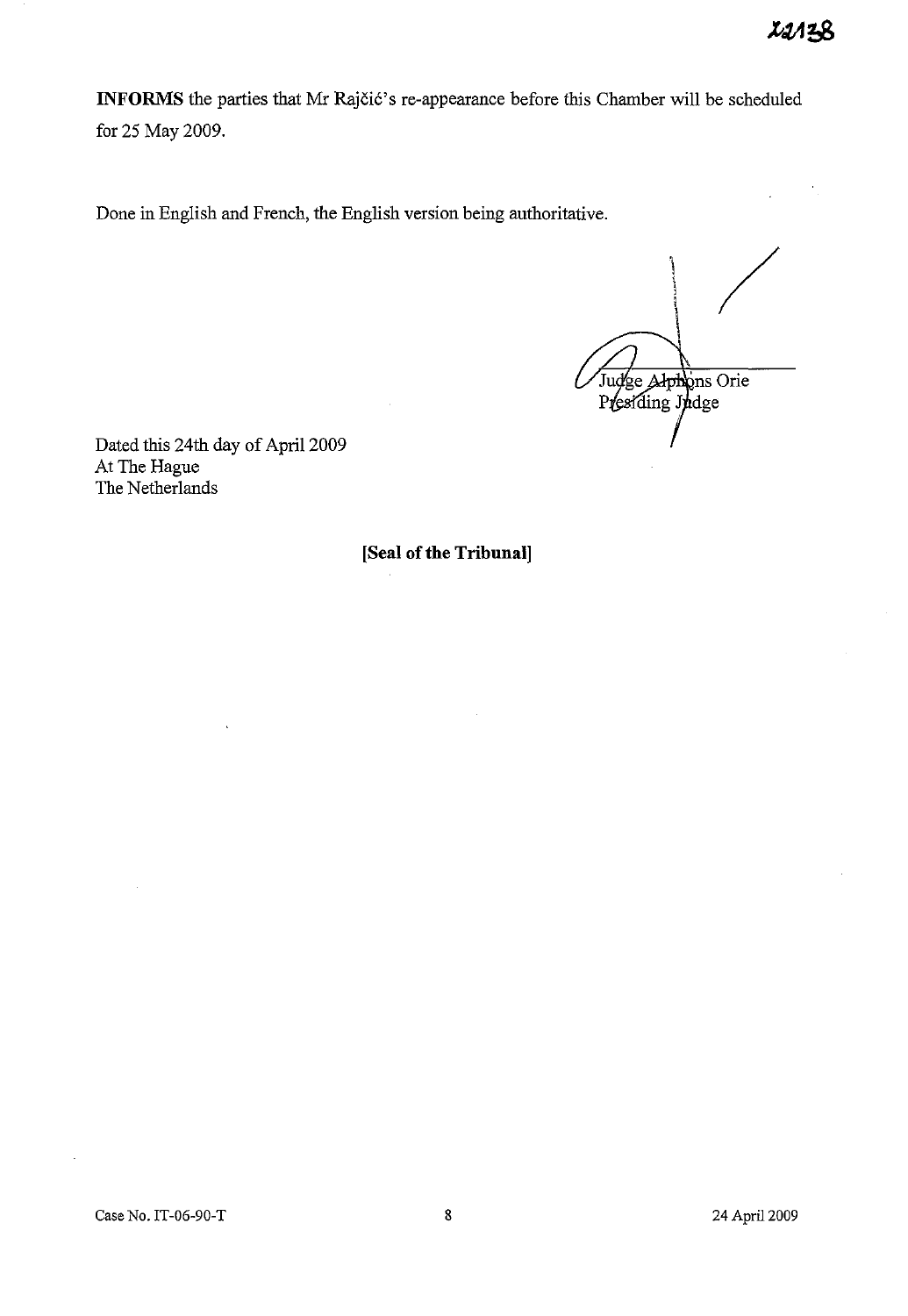**INFORMS** the parties that Mr Rajčić's re-appearance before this Chamber will be scheduled for 25 May 2009.

Done in English and French, the English version being authoritative.

Judge Alphons Orie
Presiding Judge

Dated this 24th day of April 2009
At The Hague
The Netherlands

**[Seal of the Tribunal]**